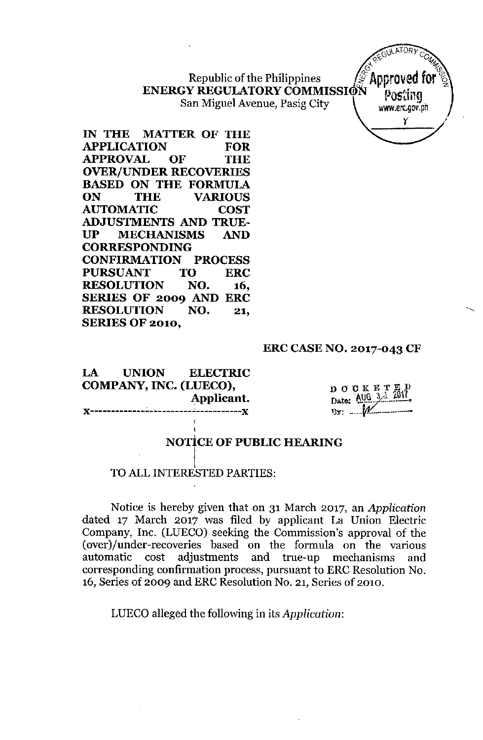Republic of the Philippines
**ENERGY REGULATORY COMMISSION**
San Miguel Avenue, Pasig City

**IN THE MATTER OF THE APPLICATION FOR APPROVAL OF THE OVER/UNDER RECOVERIES BASED ON THE FORMULA ON THE VARIOUS AUTOMATIC COST ADJUSTMENTS AND TRUE-UP MECHANISMS AND CORRESPONDING CONFIRMATION PROCESS PURSUANT TO ERC RESOLUTION NO. 16, SERIES OF 2009 AND ERC RESOLUTION NO. 21, SERIES OF 2010,**

**ERC CASE NO. 2017-043 CF**

**LA UNION ELECTRIC COMPANY, INC. (LUECO),**
**Applicant.**
x-------------------------------------x

DOCKETED
Date: AUG 31 2017
By: W

## NOTICE OF PUBLIC HEARING

TO ALL INTERESTED PARTIES:

Notice is hereby given that on 31 March 2017, an *Application* dated 17 March 2017 was filed by applicant La Union Electric Company, Inc. (LUECO) seeking the Commission's approval of the (over)/under-recoveries based on the formula on the various automatic cost adjustments and true-up mechanisms and corresponding confirmation process, pursuant to ERC Resolution No. 16, Series of 2009 and ERC Resolution No. 21, Series of 2010.

LUECO alleged the following in its *Application*: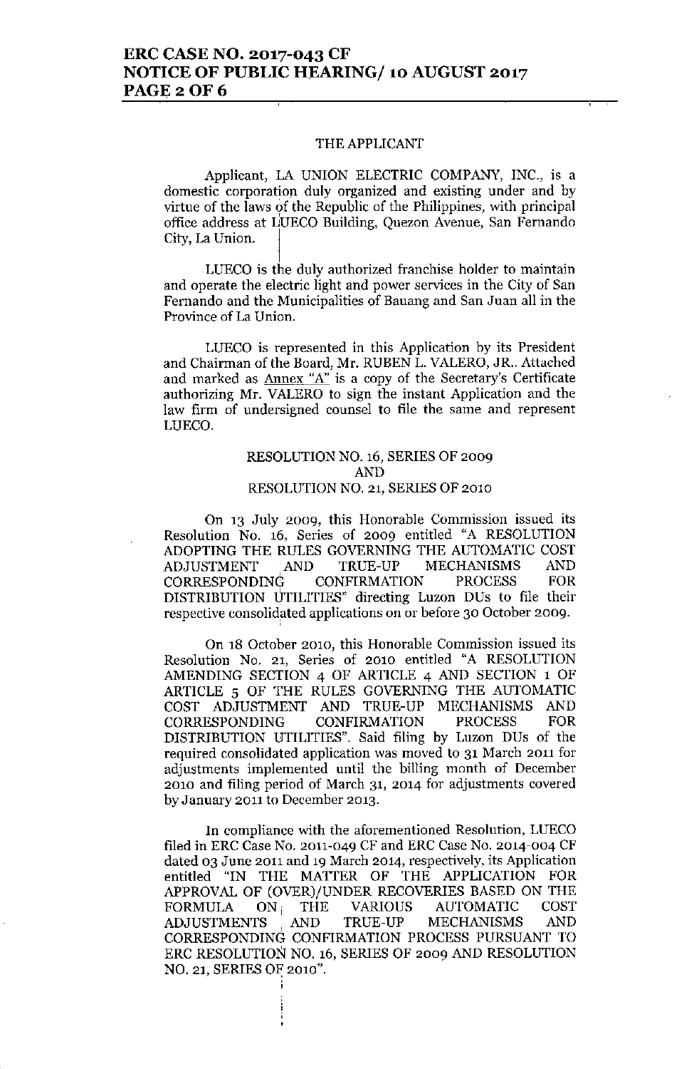## THE APPLICANT

Applicant, LA UNION ELECTRIC COMPANY, INC., is a domestic corporation duly organized and existing under and by virtue of the laws of the Republic of the Philippines, with principal office address at LUECO Building, Quezon Avenue, San Fernando City, La Union.

LUECO is the duly authorized franchise holder to maintain and operate the electric light and power services in the City of San Fernando and the Municipalities of Bauang and San Juan all in the Province of La Union.

LUECO is represented in this Application by its President and Chairman of the Board, Mr. RUBEN L. VALERO, JR.. Attached and marked as Annex "A" is a copy of the Secretary's Certificate authorizing Mr. VALERO to sign the instant Application and the law firm of undersigned counsel to file the same and represent LUECO.

## RESOLUTION NO. 16, SERIES OF 2009 AND RESOLUTION NO. 21, SERIES OF 2010

On 13 July 2009, this Honorable Commission issued its Resolution No. 16, Series of 2009 entitled "A RESOLUTION ADOPTING THE RULES GOVERNING THE AUTOMATIC COST ADJUSTMENT AND TRUE-UP MECHANISMS AND CORRESPONDING CONFIRMATION PROCESS FOR DISTRIBUTION UTILITIES" directing Luzon DUs to file their respective consolidated applications on or before 30 October 2009.

On 18 October 2010, this Honorable Commission issued its Resolution No. 21, Series of 2010 entitled "A RESOLUTION AMENDING SECTION 4 OF ARTICLE 4 AND SECTION 1 OF ARTICLE 5 OF THE RULES GOVERNING THE AUTOMATIC COST ADJUSTMENT AND TRUE-UP MECHANISMS AND CORRESPONDING CONFIRMATION PROCESS FOR DISTRIBUTION UTILITIES". Said filing by Luzon DUs of the required consolidated application was moved to 31 March 2011 for adjustments implemented until the billing month of December 2010 and filing period of March 31, 2014 for adjustments covered by January 2011 to December 2013.

In compliance with the aforementioned Resolution, LUECO filed in ERC Case No. 2011-049 CF and ERC Case No. 2014-004 CF dated 03 June 2011 and 19 March 2014, respectively, its Application entitled "IN THE MATTER OF THE APPLICATION FOR APPROVAL OF (OVER)/UNDER RECOVERIES BASED ON THE FORMULA ON THE VARIOUS AUTOMATIC COST ADJUSTMENTS AND TRUE-UP MECHANISMS AND CORRESPONDING CONFIRMATION PROCESS PURSUANT TO ERC RESOLUTION NO. 16, SERIES OF 2009 AND RESOLUTION NO. 21, SERIES OF 2010".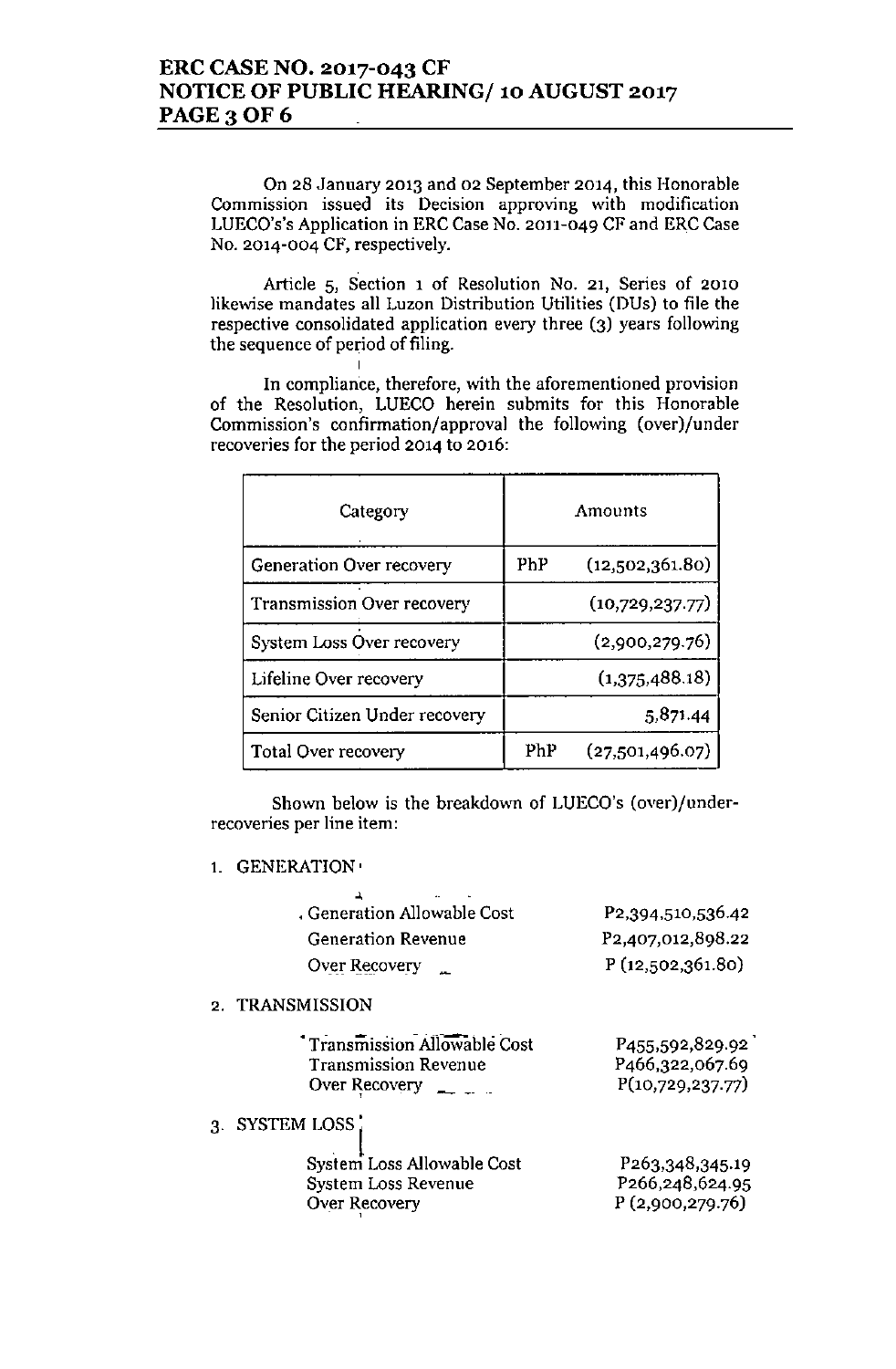On 28 January 2013 and 02 September 2014, this Honorable Commission issued its Decision approving with modification LUECO's's Application in ERC Case No. 2011-049 CF and ERC Case No. 2014-004 CF, respectively.

Article 5, Section 1 of Resolution No. 21, Series of 2010 likewise mandates all Luzon Distribution Utilities (DUs) to file the respective consolidated application every three (3) years following the sequence of period of filing.

In compliance, therefore, with the aforementioned provision of the Resolution, LUECO herein submits for this Honorable Commission's confirmation/approval the following (over)/under recoveries for the period 2014 to 2016:

| Category | Amounts | |
|---|---|---|
| Generation Over recovery | PhP | (12,502,361.80) |
| Transmission Over recovery | | (10,729,237.77) |
| System Loss Over recovery | | (2,900,279.76) |
| Lifeline Over recovery | | (1,375,488.18) |
| Senior Citizen Under recovery | | 5,871.44 |
| Total Over recovery | PhP | (27,501,496.07) |

Shown below is the breakdown of LUECO's (over)/under-recoveries per line item:

1. GENERATION

| | |
|---|---|
| Generation Allowable Cost | P2,394,510,536.42 |
| Generation Revenue | P2,407,012,898.22 |
| Over Recovery | P (12,502,361.80) |

2. TRANSMISSION

| | |
|---|---|
| Transmission Allowable Cost | P455,592,829.92 |
| Transmission Revenue | P466,322,067.69 |
| Over Recovery | P(10,729,237.77) |

3. SYSTEM LOSS

| | |
|---|---|
| System Loss Allowable Cost | P263,348,345.19 |
| System Loss Revenue | P266,248,624.95 |
| Over Recovery | P (2,900,279.76) |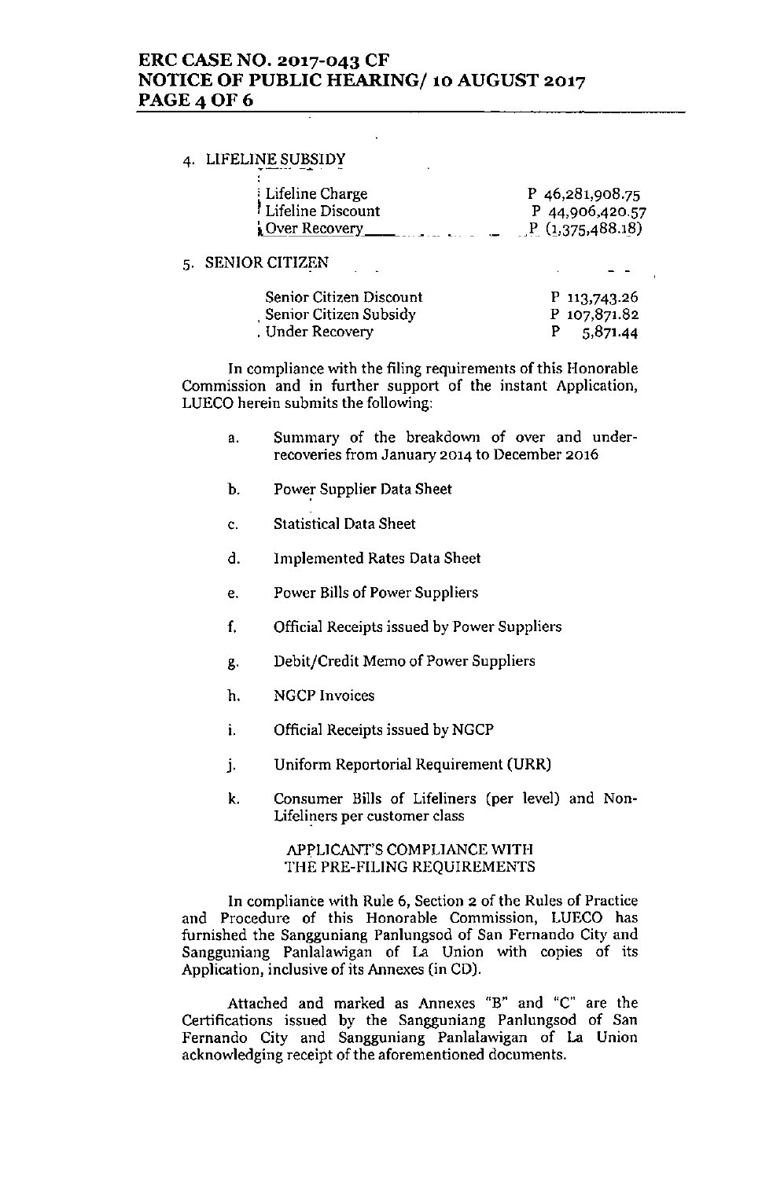4. LIFELINE SUBSIDY

| | |
|---|---|
| Lifeline Charge | P 46,281,908.75 |
| Lifeline Discount | P 44,906,420.57 |
| Over Recovery | P (1,375,488.18) |

5. SENIOR CITIZEN

| | |
|---|---|
| Senior Citizen Discount | P 113,743.26 |
| Senior Citizen Subsidy | P 107,871.82 |
| Under Recovery | P 5,871.44 |

In compliance with the filing requirements of this Honorable Commission and in further support of the instant Application, LUECO herein submits the following:

a. Summary of the breakdown of over and under-recoveries from January 2014 to December 2016

b. Power Supplier Data Sheet

c. Statistical Data Sheet

d. Implemented Rates Data Sheet

e. Power Bills of Power Suppliers

f. Official Receipts issued by Power Suppliers

g. Debit/Credit Memo of Power Suppliers

h. NGCP Invoices

i. Official Receipts issued by NGCP

j. Uniform Reportorial Requirement (URR)

k. Consumer Bills of Lifeliners (per level) and Non-Lifeliners per customer class

APPLICANT'S COMPLIANCE WITH THE PRE-FILING REQUIREMENTS

In compliance with Rule 6, Section 2 of the Rules of Practice and Procedure of this Honorable Commission, LUECO has furnished the Sangguniang Panlungsod of San Fernando City and Sangguniang Panlalawigan of La Union with copies of its Application, inclusive of its Annexes (in CD).

Attached and marked as Annexes "B" and "C" are the Certifications issued by the Sangguniang Panlungsod of San Fernando City and Sangguniang Panlalawigan of La Union acknowledging receipt of the aforementioned documents.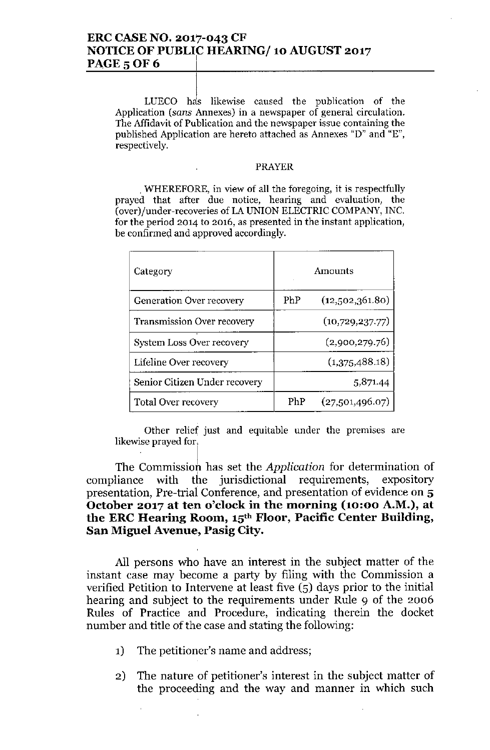LUECO has likewise caused the publication of the Application (*sans* Annexes) in a newspaper of general circulation. The Affidavit of Publication and the newspaper issue containing the published Application are hereto attached as Annexes "D" and "E", respectively.

PRAYER

WHEREFORE, in view of all the foregoing, it is respectfully prayed that after due notice, hearing and evaluation, the (over)/under-recoveries of LA UNION ELECTRIC COMPANY, INC. for the period 2014 to 2016, as presented in the instant application, be confirmed and approved accordingly.

| Category | Amounts | |
|---|---|---|
| Generation Over recovery | PhP | (12,502,361.80) |
| Transmission Over recovery | | (10,729,237.77) |
| System Loss Over recovery | | (2,900,279.76) |
| Lifeline Over recovery | | (1,375,488.18) |
| Senior Citizen Under recovery | | 5,871.44 |
| Total Over recovery | PhP | (27,501,496.07) |

Other relief just and equitable under the premises are likewise prayed for.

The Commission has set the *Application* for determination of compliance with the jurisdictional requirements, expository presentation, Pre-trial Conference, and presentation of evidence on **5 October 2017 at ten o'clock in the morning (10:00 A.M.), at the ERC Hearing Room, 15th Floor, Pacific Center Building, San Miguel Avenue, Pasig City.**

All persons who have an interest in the subject matter of the instant case may become a party by filing with the Commission a verified Petition to Intervene at least five (5) days prior to the initial hearing and subject to the requirements under Rule 9 of the 2006 Rules of Practice and Procedure, indicating therein the docket number and title of the case and stating the following:

1) The petitioner's name and address;

2) The nature of petitioner's interest in the subject matter of the proceeding and the way and manner in which such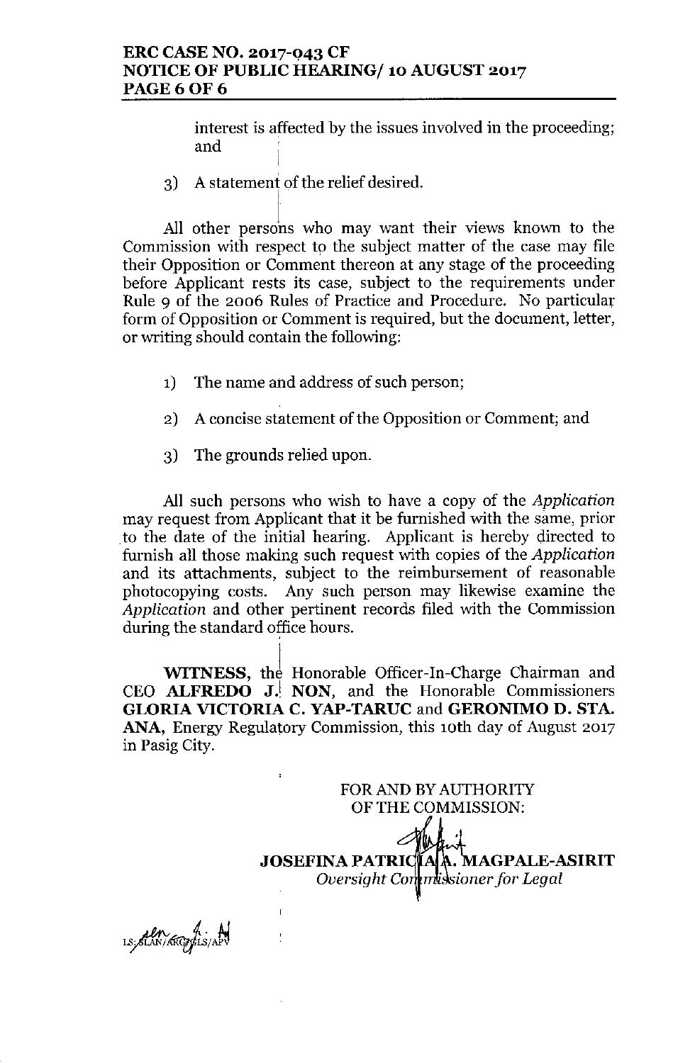interest is affected by the issues involved in the proceeding; and

3) A statement of the relief desired.

All other persons who may want their views known to the Commission with respect to the subject matter of the case may file their Opposition or Comment thereon at any stage of the proceeding before Applicant rests its case, subject to the requirements under Rule 9 of the 2006 Rules of Practice and Procedure. No particular form of Opposition or Comment is required, but the document, letter, or writing should contain the following:

1) The name and address of such person;

2) A concise statement of the Opposition or Comment; and

3) The grounds relied upon.

All such persons who wish to have a copy of the *Application* may request from Applicant that it be furnished with the same, prior to the date of the initial hearing. Applicant is hereby directed to furnish all those making such request with copies of the *Application* and its attachments, subject to the reimbursement of reasonable photocopying costs. Any such person may likewise examine the *Application* and other pertinent records filed with the Commission during the standard office hours.

**WITNESS,** the Honorable Officer-In-Charge Chairman and CEO **ALFREDO J. NON**, and the Honorable Commissioners **GLORIA VICTORIA C. YAP-TARUC** and **GERONIMO D. STA. ANA**, Energy Regulatory Commission, this 10th day of August 2017 in Pasig City.

FOR AND BY AUTHORITY
OF THE COMMISSION:

**JOSEFINA PATRICIA A. MAGPALE-ASIRIT**
*Oversight Commissioner for Legal*

LS/SLAN/ARG/LS/APV